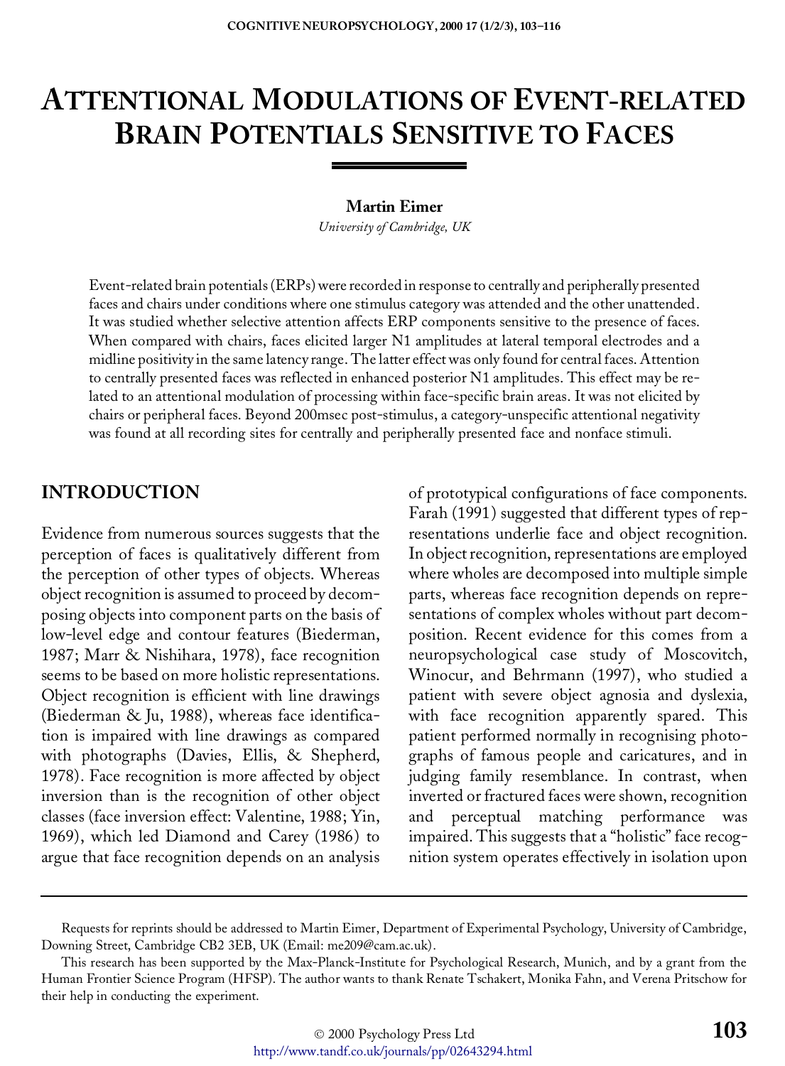# ATTENTIONAL MODULATIONS OF EVENT-RELATED BRAIN POTENTIALS SENSITIVE TO FACES

**Martin Eimer**

*University of Cambridge, UK*

Event-related brain potentials (ERPs) were recorded in response to centrally and peripherally presented faces and chairs under conditions where one stimulus category was attended and the other unattended. It was studied whether selective attention affects ERP components sensitive to the presence of faces. When compared with chairs, faces elicited larger N1 amplitudes at lateral temporal electrodes and a midline positivity in the same latency range. The latter effect was only found for central faces. Attention to centrally presented faces was reflected in enhanced posterior N1 amplitudes. This effect may be related to an attentional modulation of processing within face-specific brain areas. It was not elicited by chairs or peripheral faces. Beyond 200msec post-stimulus, a category-unspecific attentional negativity was found at all recording sites for centrally and peripherally presented face and nonface stimuli.

## INTRODUCTION

Evidence from numerous sources suggests that the perception of faces is qualitatively different from the perception of other types of objects. Whereas object recognition is assumed to proceed by decomposing objects into component parts on the basis of low-level edge and contour features (Biederman, 1987; Marr & Nishihara, 1978), face recognition seems to be based on more holistic representations. Object recognition is efficient with line drawings (Biederman & Ju, 1988), whereas face identification is impaired with line drawings as compared with photographs (Davies, Ellis, & Shepherd, 1978). Face recognition is more affected by object inversion than is the recognition of other object classes (face inversion effect: Valentine, 1988; Yin, 1969), which led Diamond and Carey (1986) to argue that face recognition depends on an analysis of prototypical configurations of face components. Farah (1991) suggested that different types of representations underlie face and object recognition. In object recognition, representations are employed where wholes are decomposed into multiple simple parts, whereas face recognition depends on representations of complex wholes without part decomposition. Recent evidence for this comes from a neuropsychological case study of Moscovitch, Winocur, and Behrmann (1997), who studied a patient with severe object agnosia and dyslexia, with face recognition apparently spared. This patient performed normally in recognising photographs of famous people and caricatures, and in judging family resemblance. In contrast, when inverted or fractured faces were shown, recognition and perceptual matching performance was impaired. This suggests that a "holistic" face recognition system operates effectively in isolation upon

---

Requests for reprints should be addressed to Martin Eimer, Department of Experimental Psychology, University of Cambridge, Downing Street, Cambridge CB2 3EB, UK (Email: me209@cam.ac.uk).

This research has been supported by the Max-Planck-Institute for Psychological Research, Munich, and by a grant from the Human Frontier Science Program (HFSP). The author wants to thank Renate Tschakert, Monika Fahn, and Verena Pritschow for their help in conducting the experiment.

© 2000 Psychology Press Ltd
http://www.tandf.co.uk/journals/pp/02643294.html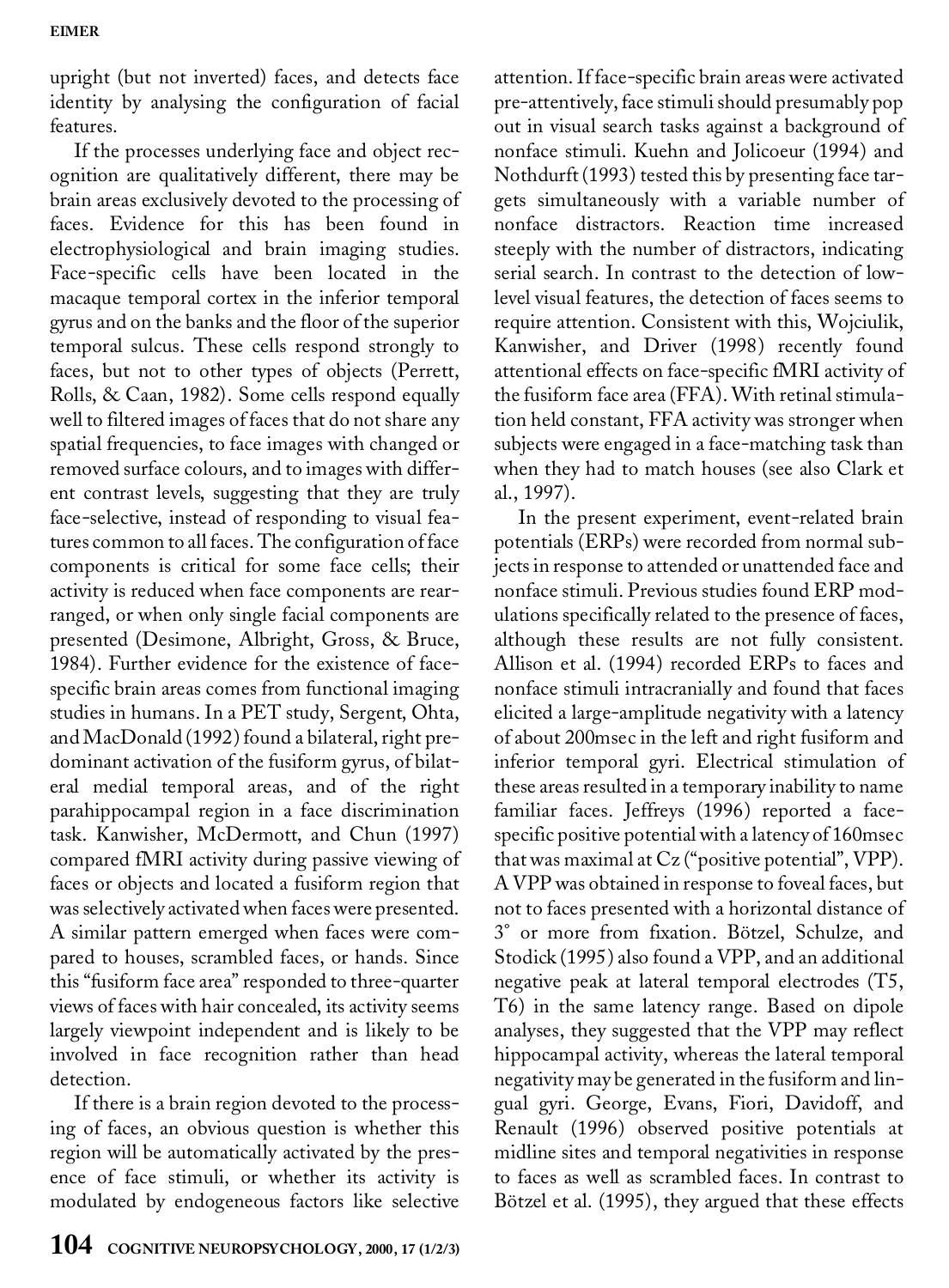upright (but not inverted) faces, and detects face identity by analysing the configuration of facial features.

If the processes underlying face and object recognition are qualitatively different, there may be brain areas exclusively devoted to the processing of faces. Evidence for this has been found in electrophysiological and brain imaging studies. Face-specific cells have been located in the macaque temporal cortex in the inferior temporal gyrus and on the banks and the floor of the superior temporal sulcus. These cells respond strongly to faces, but not to other types of objects (Perrett, Rolls, & Caan, 1982). Some cells respond equally well to filtered images of faces that do not share any spatial frequencies, to face images with changed or removed surface colours, and to images with different contrast levels, suggesting that they are truly face-selective, instead of responding to visual features common to all faces. The configuration of face components is critical for some face cells; their activity is reduced when face components are rearranged, or when only single facial components are presented (Desimone, Albright, Gross, & Bruce, 1984). Further evidence for the existence of face-specific brain areas comes from functional imaging studies in humans. In a PET study, Sergent, Ohta, and MacDonald (1992) found a bilateral, right predominant activation of the fusiform gyrus, of bilateral medial temporal areas, and of the right parahippocampal region in a face discrimination task. Kanwisher, McDermott, and Chun (1997) compared fMRI activity during passive viewing of faces or objects and located a fusiform region that was selectively activated when faces were presented. A similar pattern emerged when faces were compared to houses, scrambled faces, or hands. Since this "fusiform face area" responded to three-quarter views of faces with hair concealed, its activity seems largely viewpoint independent and is likely to be involved in face recognition rather than head detection.

If there is a brain region devoted to the processing of faces, an obvious question is whether this region will be automatically activated by the presence of face stimuli, or whether its activity is modulated by endogeneous factors like selective attention. If face-specific brain areas were activated pre-attentively, face stimuli should presumably pop out in visual search tasks against a background of nonface stimuli. Kuehn and Jolicoeur (1994) and Nothdurft (1993) tested this by presenting face targets simultaneously with a variable number of nonface distractors. Reaction time increased steeply with the number of distractors, indicating serial search. In contrast to the detection of low-level visual features, the detection of faces seems to require attention. Consistent with this, Wojciulik, Kanwisher, and Driver (1998) recently found attentional effects on face-specific fMRI activity of the fusiform face area (FFA). With retinal stimulation held constant, FFA activity was stronger when subjects were engaged in a face-matching task than when they had to match houses (see also Clark et al., 1997).

In the present experiment, event-related brain potentials (ERPs) were recorded from normal subjects in response to attended or unattended face and nonface stimuli. Previous studies found ERP modulations specifically related to the presence of faces, although these results are not fully consistent. Allison et al. (1994) recorded ERPs to faces and nonface stimuli intracranially and found that faces elicited a large-amplitude negativity with a latency of about 200msec in the left and right fusiform and inferior temporal gyri. Electrical stimulation of these areas resulted in a temporary inability to name familiar faces. Jeffreys (1996) reported a face-specific positive potential with a latency of 160msec that was maximal at Cz ("positive potential", VPP). A VPP was obtained in response to foveal faces, but not to faces presented with a horizontal distance of 3° or more from fixation. Bötzel, Schulze, and Stodick (1995) also found a VPP, and an additional negative peak at lateral temporal electrodes (T5, T6) in the same latency range. Based on dipole analyses, they suggested that the VPP may reflect hippocampal activity, whereas the lateral temporal negativity may be generated in the fusiform and lingual gyri. George, Evans, Fiori, Davidoff, and Renault (1996) observed positive potentials at midline sites and temporal negativities in response to faces as well as scrambled faces. In contrast to Bötzel et al. (1995), they argued that these effects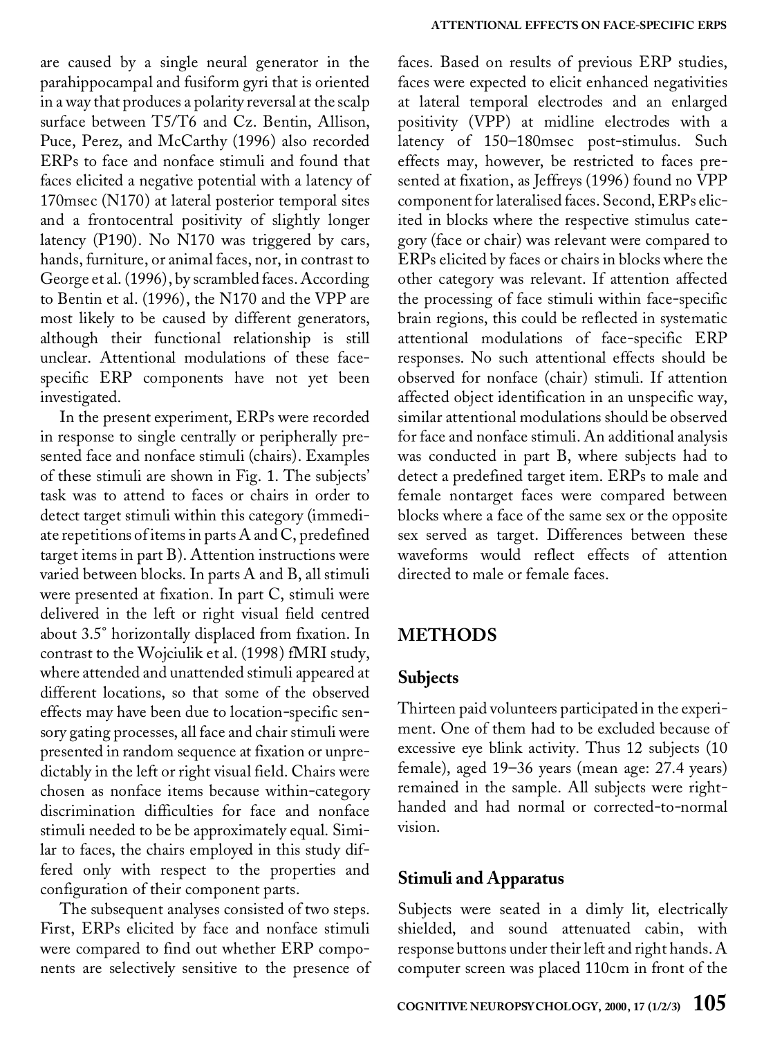are caused by a single neural generator in the parahippocampal and fusiform gyri that is oriented in a way that produces a polarity reversal at the scalp surface between T5/T6 and Cz. Bentin, Allison, Puce, Perez, and McCarthy (1996) also recorded ERPs to face and nonface stimuli and found that faces elicited a negative potential with a latency of 170msec (N170) at lateral posterior temporal sites and a frontocentral positivity of slightly longer latency (P190). No N170 was triggered by cars, hands, furniture, or animal faces, nor, in contrast to George et al. (1996), by scrambled faces. According to Bentin et al. (1996), the N170 and the VPP are most likely to be caused by different generators, although their functional relationship is still unclear. Attentional modulations of these face-specific ERP components have not yet been investigated.

In the present experiment, ERPs were recorded in response to single centrally or peripherally presented face and nonface stimuli (chairs). Examples of these stimuli are shown in Fig. 1. The subjects' task was to attend to faces or chairs in order to detect target stimuli within this category (immediate repetitions of items in parts A and C, predefined target items in part B). Attention instructions were varied between blocks. In parts A and B, all stimuli were presented at fixation. In part C, stimuli were delivered in the left or right visual field centred about 3.5° horizontally displaced from fixation. In contrast to the Wojciulik et al. (1998) fMRI study, where attended and unattended stimuli appeared at different locations, so that some of the observed effects may have been due to location-specific sensory gating processes, all face and chair stimuli were presented in random sequence at fixation or unpredictably in the left or right visual field. Chairs were chosen as nonface items because within-category discrimination difficulties for face and nonface stimuli needed to be be approximately equal. Similar to faces, the chairs employed in this study differed only with respect to the properties and configuration of their component parts.

The subsequent analyses consisted of two steps. First, ERPs elicited by face and nonface stimuli were compared to find out whether ERP components are selectively sensitive to the presence of faces. Based on results of previous ERP studies, faces were expected to elicit enhanced negativities at lateral temporal electrodes and an enlarged positivity (VPP) at midline electrodes with a latency of 150–180msec post-stimulus. Such effects may, however, be restricted to faces presented at fixation, as Jeffreys (1996) found no VPP component for lateralised faces. Second, ERPs elicited in blocks where the respective stimulus category (face or chair) was relevant were compared to ERPs elicited by faces or chairs in blocks where the other category was relevant. If attention affected the processing of face stimuli within face-specific brain regions, this could be reflected in systematic attentional modulations of face-specific ERP responses. No such attentional effects should be observed for nonface (chair) stimuli. If attention affected object identification in an unspecific way, similar attentional modulations should be observed for face and nonface stimuli. An additional analysis was conducted in part B, where subjects had to detect a predefined target item. ERPs to male and female nontarget faces were compared between blocks where a face of the same sex or the opposite sex served as target. Differences between these waveforms would reflect effects of attention directed to male or female faces.

## METHODS

### Subjects

Thirteen paid volunteers participated in the experiment. One of them had to be excluded because of excessive eye blink activity. Thus 12 subjects (10 female), aged 19–36 years (mean age: 27.4 years) remained in the sample. All subjects were right-handed and had normal or corrected-to-normal vision.

### Stimuli and Apparatus

Subjects were seated in a dimly lit, electrically shielded, and sound attenuated cabin, with response buttons under their left and right hands. A computer screen was placed 110cm in front of the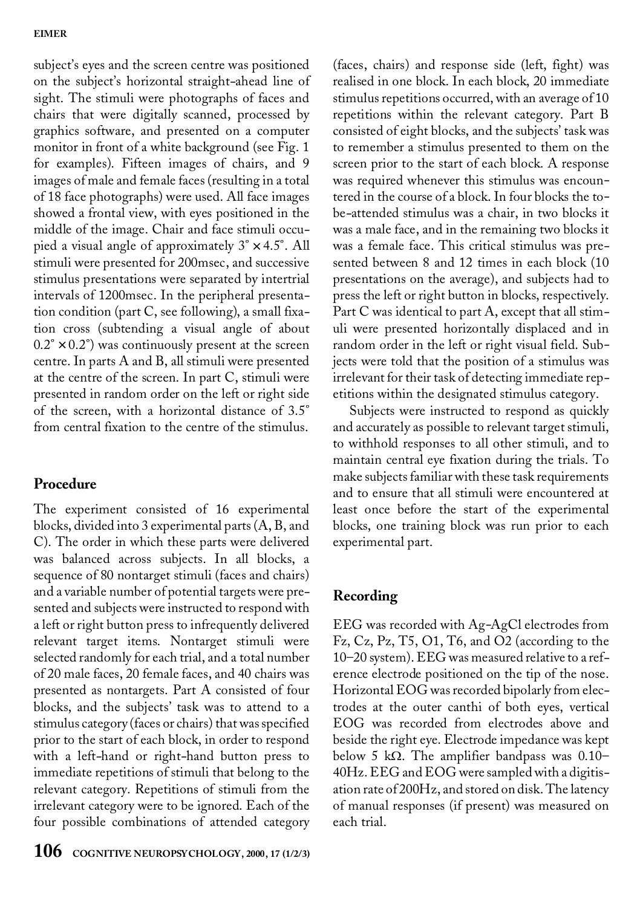subject's eyes and the screen centre was positioned on the subject's horizontal straight-ahead line of sight. The stimuli were photographs of faces and chairs that were digitally scanned, processed by graphics software, and presented on a computer monitor in front of a white background (see Fig. 1 for examples). Fifteen images of chairs, and 9 images of male and female faces (resulting in a total of 18 face photographs) were used. All face images showed a frontal view, with eyes positioned in the middle of the image. Chair and face stimuli occupied a visual angle of approximately $3^\circ \times 4.5^\circ$. All stimuli were presented for 200msec, and successive stimulus presentations were separated by intertrial intervals of 1200msec. In the peripheral presentation condition (part C, see following), a small fixation cross (subtending a visual angle of about $0.2^\circ \times 0.2^\circ$) was continuously present at the screen centre. In parts A and B, all stimuli were presented at the centre of the screen. In part C, stimuli were presented in random order on the left or right side of the screen, with a horizontal distance of 3.5° from central fixation to the centre of the stimulus.

## Procedure

The experiment consisted of 16 experimental blocks, divided into 3 experimental parts (A, B, and C). The order in which these parts were delivered was balanced across subjects. In all blocks, a sequence of 80 nontarget stimuli (faces and chairs) and a variable number of potential targets were presented and subjects were instructed to respond with a left or right button press to infrequently delivered relevant target items. Nontarget stimuli were selected randomly for each trial, and a total number of 20 male faces, 20 female faces, and 40 chairs was presented as nontargets. Part A consisted of four blocks, and the subjects' task was to attend to a stimulus category (faces or chairs) that was specified prior to the start of each block, in order to respond with a left-hand or right-hand button press to immediate repetitions of stimuli that belong to the relevant category. Repetitions of stimuli from the irrelevant category were to be ignored. Each of the four possible combinations of attended category (faces, chairs) and response side (left, fight) was realised in one block. In each block, 20 immediate stimulus repetitions occurred, with an average of 10 repetitions within the relevant category. Part B consisted of eight blocks, and the subjects' task was to remember a stimulus presented to them on the screen prior to the start of each block. A response was required whenever this stimulus was encountered in the course of a block. In four blocks the to-be-attended stimulus was a chair, in two blocks it was a male face, and in the remaining two blocks it was a female face. This critical stimulus was presented between 8 and 12 times in each block (10 presentations on the average), and subjects had to press the left or right button in blocks, respectively. Part C was identical to part A, except that all stimuli were presented horizontally displaced and in random order in the left or right visual field. Subjects were told that the position of a stimulus was irrelevant for their task of detecting immediate repetitions within the designated stimulus category.

Subjects were instructed to respond as quickly and accurately as possible to relevant target stimuli, to withhold responses to all other stimuli, and to maintain central eye fixation during the trials. To make subjects familiar with these task requirements and to ensure that all stimuli were encountered at least once before the start of the experimental blocks, one training block was run prior to each experimental part.

## Recording

EEG was recorded with Ag-AgCl electrodes from Fz, Cz, Pz, T5, O1, T6, and O2 (according to the 10–20 system). EEG was measured relative to a reference electrode positioned on the tip of the nose. Horizontal EOG was recorded bipolarly from electrodes at the outer canthi of both eyes, vertical EOG was recorded from electrodes above and beside the right eye. Electrode impedance was kept below 5 kΩ. The amplifier bandpass was 0.10–40Hz. EEG and EOG were sampled with a digitisation rate of 200Hz, and stored on disk. The latency of manual responses (if present) was measured on each trial.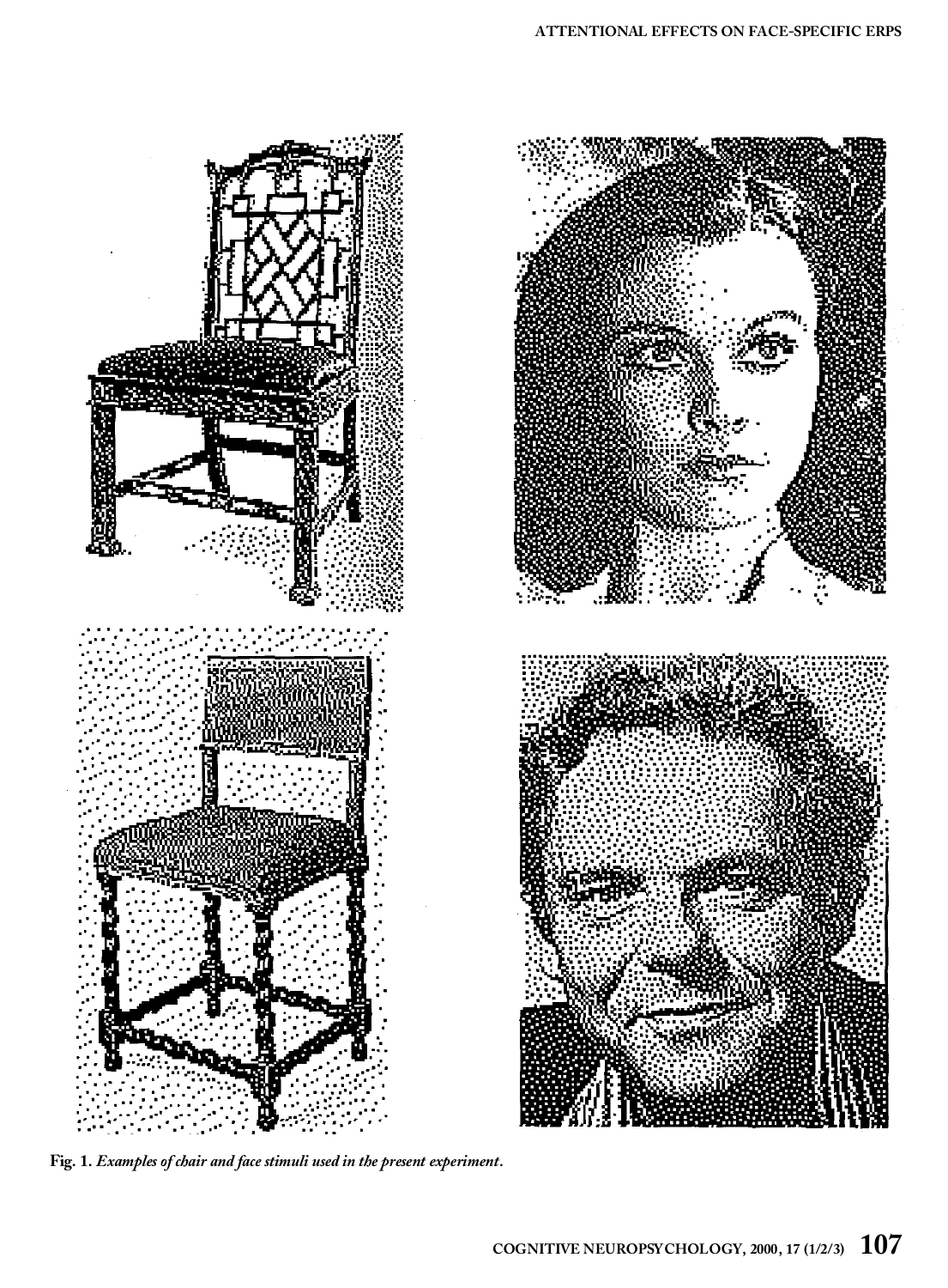**Fig. 1.** ***Examples of chair and face stimuli used in the present experiment.***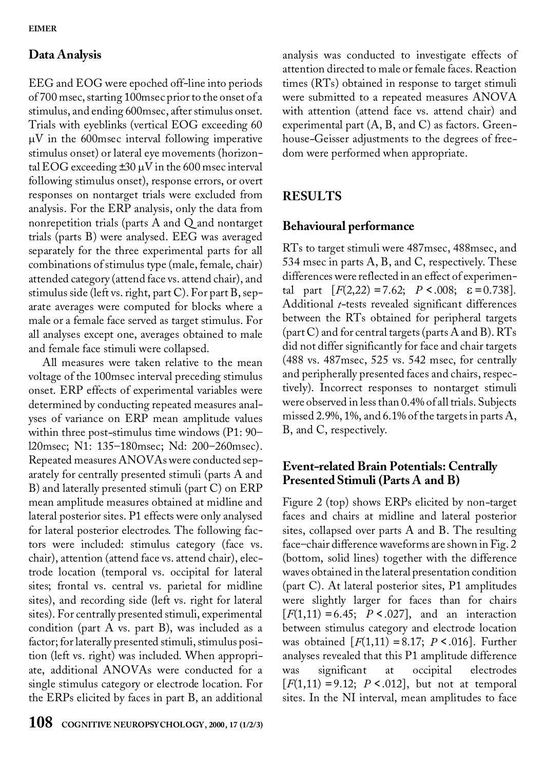## Data Analysis

EEG and EOG were epoched off-line into periods of 700 msec, starting 100msec prior to the onset of a stimulus, and ending 600msec, after stimulus onset. Trials with eyeblinks (vertical EOG exceeding 60 μV in the 600msec interval following imperative stimulus onset) or lateral eye movements (horizontal EOG exceeding ±30 μV in the 600 msec interval following stimulus onset), response errors, or overt responses on nontarget trials were excluded from analysis. For the ERP analysis, only the data from nonrepetition trials (parts A and Q and nontarget trials (parts B) were analysed. EEG was averaged separately for the three experimental parts for all combinations of stimulus type (male, female, chair) attended category (attend face vs. attend chair), and stimulus side (left vs. right, part C). For part B, separate averages were computed for blocks where a male or a female face served as target stimulus. For all analyses except one, averages obtained to male and female face stimuli were collapsed.

All measures were taken relative to the mean voltage of the 100msec interval preceding stimulus onset. ERP effects of experimental variables were determined by conducting repeated measures analyses of variance on ERP mean amplitude values within three post-stimulus time windows (P1: 90–l20msec; N1: 135–180msec; Nd: 200–260msec). Repeated measures ANOVAs were conducted separately for centrally presented stimuli (parts A and B) and laterally presented stimuli (part C) on ERP mean amplitude measures obtained at midline and lateral posterior sites. P1 effects were only analysed for lateral posterior electrodes. The following factors were included: stimulus category (face vs. chair), attention (attend face vs. attend chair), electrode location (temporal vs. occipital for lateral sites; frontal vs. central vs. parietal for midline sites), and recording side (left vs. right for lateral sites). For centrally presented stimuli, experimental condition (part A vs. part B), was included as a factor; for laterally presented stimuli, stimulus position (left vs. right) was included. When appropriate, additional ANOVAs were conducted for a single stimulus category or electrode location. For the ERPs elicited by faces in part B, an additional analysis was conducted to investigate effects of attention directed to male or female faces. Reaction times (RTs) obtained in response to target stimuli were submitted to a repeated measures ANOVA with attention (attend face vs. attend chair) and experimental part (A, B, and C) as factors. Greenhouse-Geisser adjustments to the degrees of freedom were performed when appropriate.

## RESULTS

### Behavioural performance

RTs to target stimuli were 487msec, 488msec, and 534 msec in parts A, B, and C, respectively. These differences were reflected in an effect of experimental part [$F(2,22) = 7.62$; $P < .008$; $\varepsilon = 0.738$]. Additional *t*-tests revealed significant differences between the RTs obtained for peripheral targets (part C) and for central targets (parts A and B). RTs did not differ significantly for face and chair targets (488 vs. 487msec, 525 vs. 542 msec, for centrally and peripherally presented faces and chairs, respectively). Incorrect responses to nontarget stimuli were observed in less than 0.4% of all trials. Subjects missed 2.9%, 1%, and 6.1% of the targets in parts A, B, and C, respectively.

### Event-related Brain Potentials: Centrally Presented Stimuli (Parts A and B)

Figure 2 (top) shows ERPs elicited by non-target faces and chairs at midline and lateral posterior sites, collapsed over parts A and B. The resulting face–chair difference waveforms are shown in Fig. 2 (bottom, solid lines) together with the difference waves obtained in the lateral presentation condition (part C). At lateral posterior sites, P1 amplitudes were slightly larger for faces than for chairs [$F(1,11) = 6.45$; $P < .027$], and an interaction between stimulus category and electrode location was obtained [$F(1,11) = 8.17$; $P < .016$]. Further analyses revealed that this P1 amplitude difference was significant at occipital electrodes [$F(1,11) = 9.12$; $P < .012$], but not at temporal sites. In the NI interval, mean amplitudes to face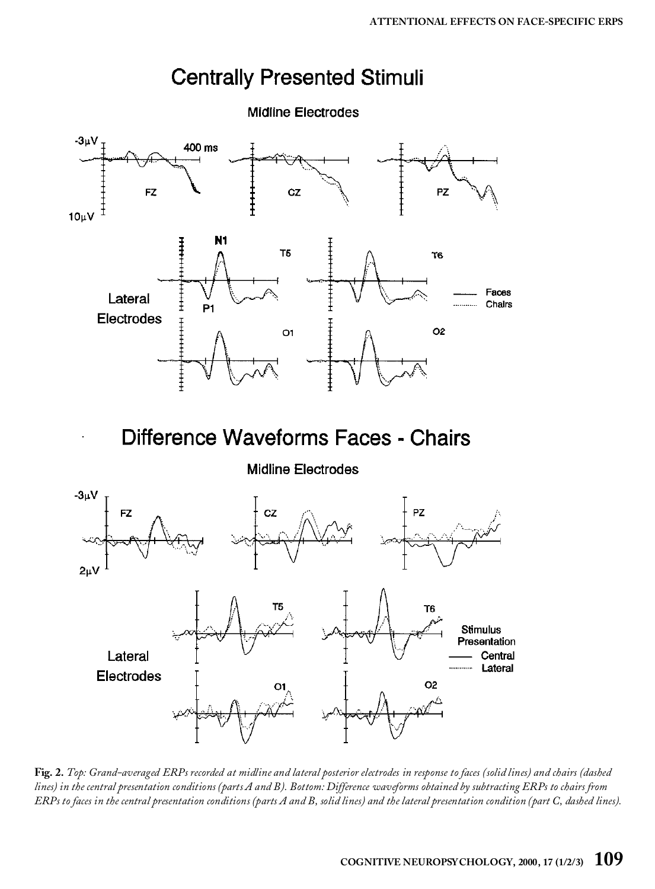**Fig. 2.** *Top: Grand-averaged ERPs recorded at midline and lateral posterior electrodes in response to faces (solid lines) and chairs (dashed lines) in the central presentation conditions (parts A and B). Bottom: Difference waveforms obtained by subtracting ERPs to chairs from ERPs to faces in the central presentation conditions (parts A and B, solid lines) and the lateral presentation condition (part C, dashed lines).*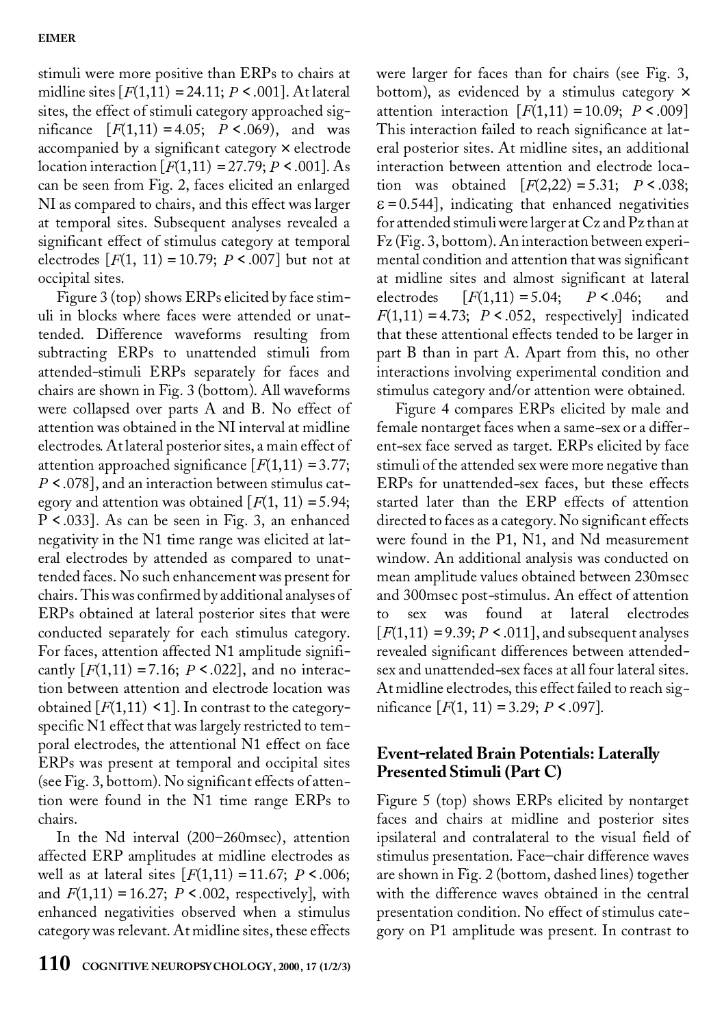stimuli were more positive than ERPs to chairs at midline sites [$F(1,11) = 24.11$; $P < .001$]. At lateral sites, the effect of stimuli category approached significance [$F(1,11) = 4.05$; $P < .069$), and was accompanied by a significant category × electrode location interaction [$F(1,11) = 27.79$; $P < .001$]. As can be seen from Fig. 2, faces elicited an enlarged N1 as compared to chairs, and this effect was larger at temporal sites. Subsequent analyses revealed a significant effect of stimulus category at temporal electrodes [$F(1, 11) = 10.79$; $P < .007$] but not at occipital sites.

Figure 3 (top) shows ERPs elicited by face stimuli in blocks where faces were attended or unattended. Difference waveforms resulting from subtracting ERPs to unattended stimuli from attended-stimuli ERPs separately for faces and chairs are shown in Fig. 3 (bottom). All waveforms were collapsed over parts A and B. No effect of attention was obtained in the N1 interval at midline electrodes. At lateral posterior sites, a main effect of attention approached significance [$F(1,11) = 3.77$; $P < .078$], and an interaction between stimulus category and attention was obtained [$F(1, 11) = 5.94$; $P < .033$]. As can be seen in Fig. 3, an enhanced negativity in the N1 time range was elicited at lateral electrodes by attended as compared to unattended faces. No such enhancement was present for chairs. This was confirmed by additional analyses of ERPs obtained at lateral posterior sites that were conducted separately for each stimulus category. For faces, attention affected N1 amplitude significantly [$F(1,11) = 7.16$; $P < .022$], and no interaction between attention and electrode location was obtained [$F(1,11) < 1$]. In contrast to the category-specific N1 effect that was largely restricted to temporal electrodes, the attentional N1 effect on face ERPs was present at temporal and occipital sites (see Fig. 3, bottom). No significant effects of attention were found in the N1 time range ERPs to chairs.

In the Nd interval (200–260msec), attention affected ERP amplitudes at midline electrodes as well as at lateral sites [$F(1,11) = 11.67$; $P < .006$; and $F(1,11) = 16.27$; $P < .002$, respectively], with enhanced negativities observed when a stimulus category was relevant. At midline sites, these effects were larger for faces than for chairs (see Fig. 3, bottom), as evidenced by a stimulus category × attention interaction [$F(1,11) = 10.09$; $P < .009$] This interaction failed to reach significance at lateral posterior sites. At midline sites, an additional interaction between attention and electrode location was obtained [$F(2,22) = 5.31$; $P < .038$; $\varepsilon = 0.544$], indicating that enhanced negativities for attended stimuli were larger at Cz and Pz than at Fz (Fig. 3, bottom). An interaction between experimental condition and attention that was significant at midline sites and almost significant at lateral electrodes [$F(1,11) = 5.04$; $P < .046$; and $F(1,11) = 4.73$; $P < .052$, respectively] indicated that these attentional effects tended to be larger in part B than in part A. Apart from this, no other interactions involving experimental condition and stimulus category and/or attention were obtained.

Figure 4 compares ERPs elicited by male and female nontarget faces when a same-sex or a different-sex face served as target. ERPs elicited by face stimuli of the attended sex were more negative than ERPs for unattended-sex faces, but these effects started later than the ERP effects of attention directed to faces as a category. No significant effects were found in the P1, N1, and Nd measurement window. An additional analysis was conducted on mean amplitude values obtained between 230msec and 300msec post-stimulus. An effect of attention to sex was found at lateral electrodes [$F(1,11) = 9.39$; $P < .011$], and subsequent analyses revealed significant differences between attended-sex and unattended-sex faces at all four lateral sites. At midline electrodes, this effect failed to reach significance [$F(1, 11) = 3.29$; $P < .097$].

## Event-related Brain Potentials: Laterally Presented Stimuli (Part C)

Figure 5 (top) shows ERPs elicited by nontarget faces and chairs at midline and posterior sites ipsilateral and contralateral to the visual field of stimulus presentation. Face–chair difference waves are shown in Fig. 2 (bottom, dashed lines) together with the difference waves obtained in the central presentation condition. No effect of stimulus category on P1 amplitude was present. In contrast to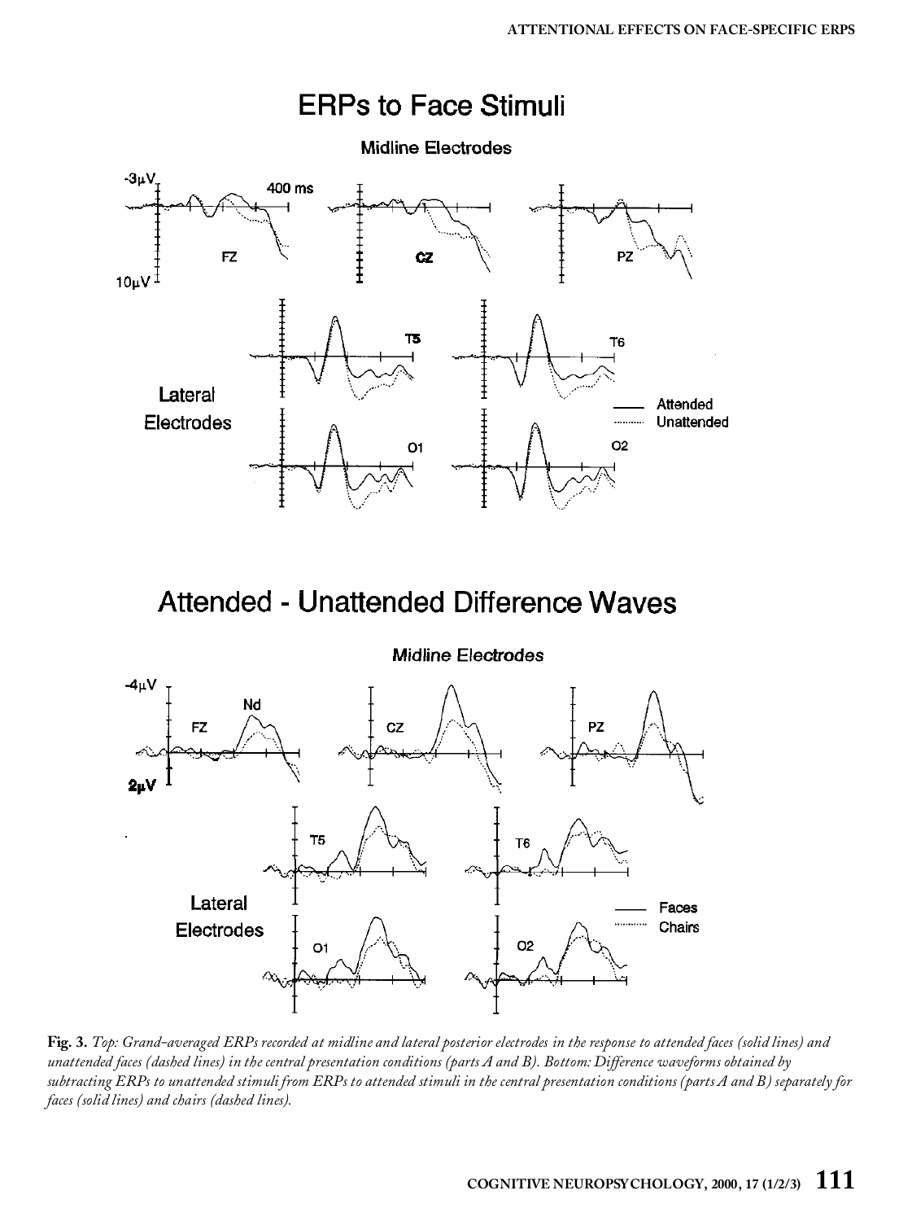**Fig. 3.** *Top: Grand-averaged ERPs recorded at midline and lateral posterior electrodes in the response to attended faces (solid lines) and unattended faces (dashed lines) in the central presentation conditions (parts A and B). Bottom: Difference waveforms obtained by subtracting ERPs to unattended stimuli from ERPs to attended stimuli in the central presentation conditions (parts A and B) separately for faces (solid lines) and chairs (dashed lines).*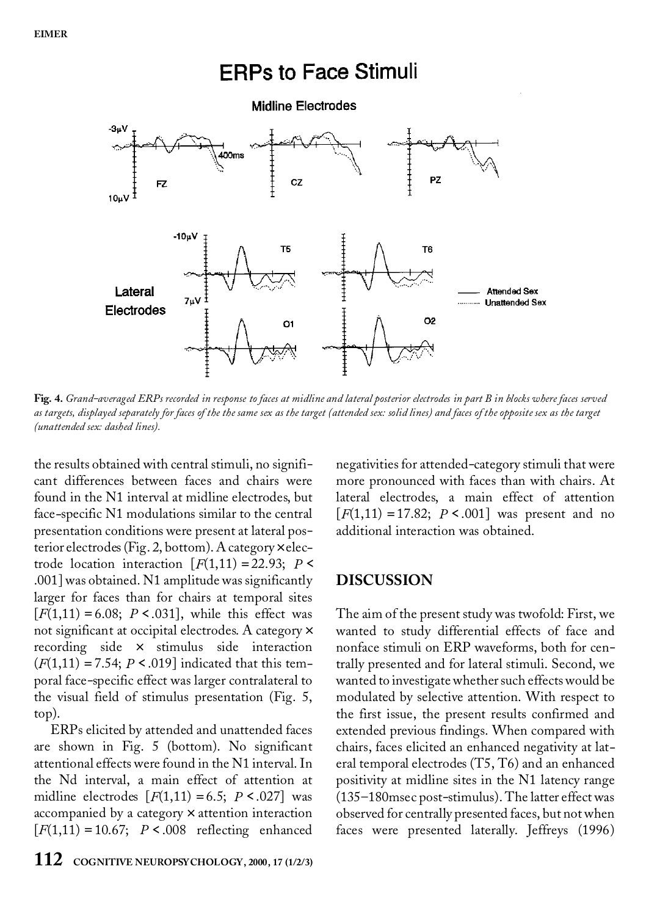Fig. 4. *Grand-averaged ERPs recorded in response to faces at midline and lateral posterior electrodes in part B in blocks where faces served as targets, displayed separately for faces of the the same sex as the target (attended sex: solid lines) and faces of the opposite sex as the target (unattended sex: dashed lines).*

the results obtained with central stimuli, no significant differences between faces and chairs were found in the N1 interval at midline electrodes, but face-specific N1 modulations similar to the central presentation conditions were present at lateral posterior electrodes (Fig. 2, bottom). A category × electrode location interaction [$F(1,11) = 22.93$; $P < .001$] was obtained. N1 amplitude was significantly larger for faces than for chairs at temporal sites [$F(1,11) = 6.08$; $P < .031$], while this effect was not significant at occipital electrodes. A category × recording side × stimulus side interaction ($F(1,11) = 7.54$; $P < .019$] indicated that this temporal face-specific effect was larger contralateral to the visual field of stimulus presentation (Fig. 5, top).

ERPs elicited by attended and unattended faces are shown in Fig. 5 (bottom). No significant attentional effects were found in the N1 interval. In the Nd interval, a main effect of attention at midline electrodes [$F(1,11) = 6.5$; $P < .027$] was accompanied by a category × attention interaction [$F(1,11) = 10.67$; $P < .008$ reflecting enhanced negativities for attended-category stimuli that were more pronounced with faces than with chairs. At lateral electrodes, a main effect of attention [$F(1,11) = 17.82$; $P < .001$] was present and no additional interaction was obtained.

## DISCUSSION

The aim of the present study was twofold: First, we wanted to study differential effects of face and nonface stimuli on ERP waveforms, both for centrally presented and for lateral stimuli. Second, we wanted to investigate whether such effects would be modulated by selective attention. With respect to the first issue, the present results confirmed and extended previous findings. When compared with chairs, faces elicited an enhanced negativity at lateral temporal electrodes (T5, T6) and an enhanced positivity at midline sites in the N1 latency range (135–180msec post-stimulus). The latter effect was observed for centrally presented faces, but not when faces were presented laterally. Jeffreys (1996)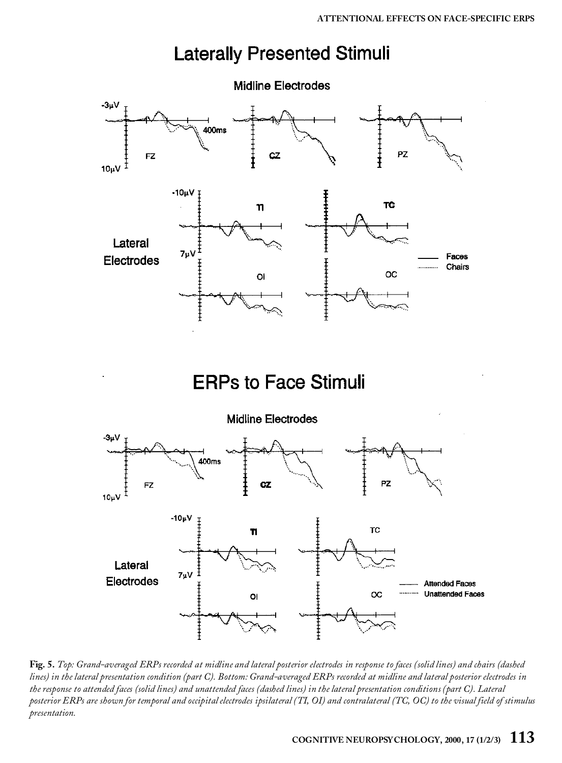**Fig. 5.** *Top: Grand-averaged ERPs recorded at midline and lateral posterior electrodes in response to faces (solid lines) and chairs (dashed lines) in the lateral presentation condition (part C). Bottom: Grand-averaged ERPs recorded at midline and lateral posterior electrodes in the response to attended faces (solid lines) and unattended faces (dashed lines) in the lateral presentation conditions (part C). Lateral posterior ERPs are shown for temporal and occipital electrodes ipsilateral (TI, OI) and contralateral (TC, OC) to the visual field of stimulus presentation.*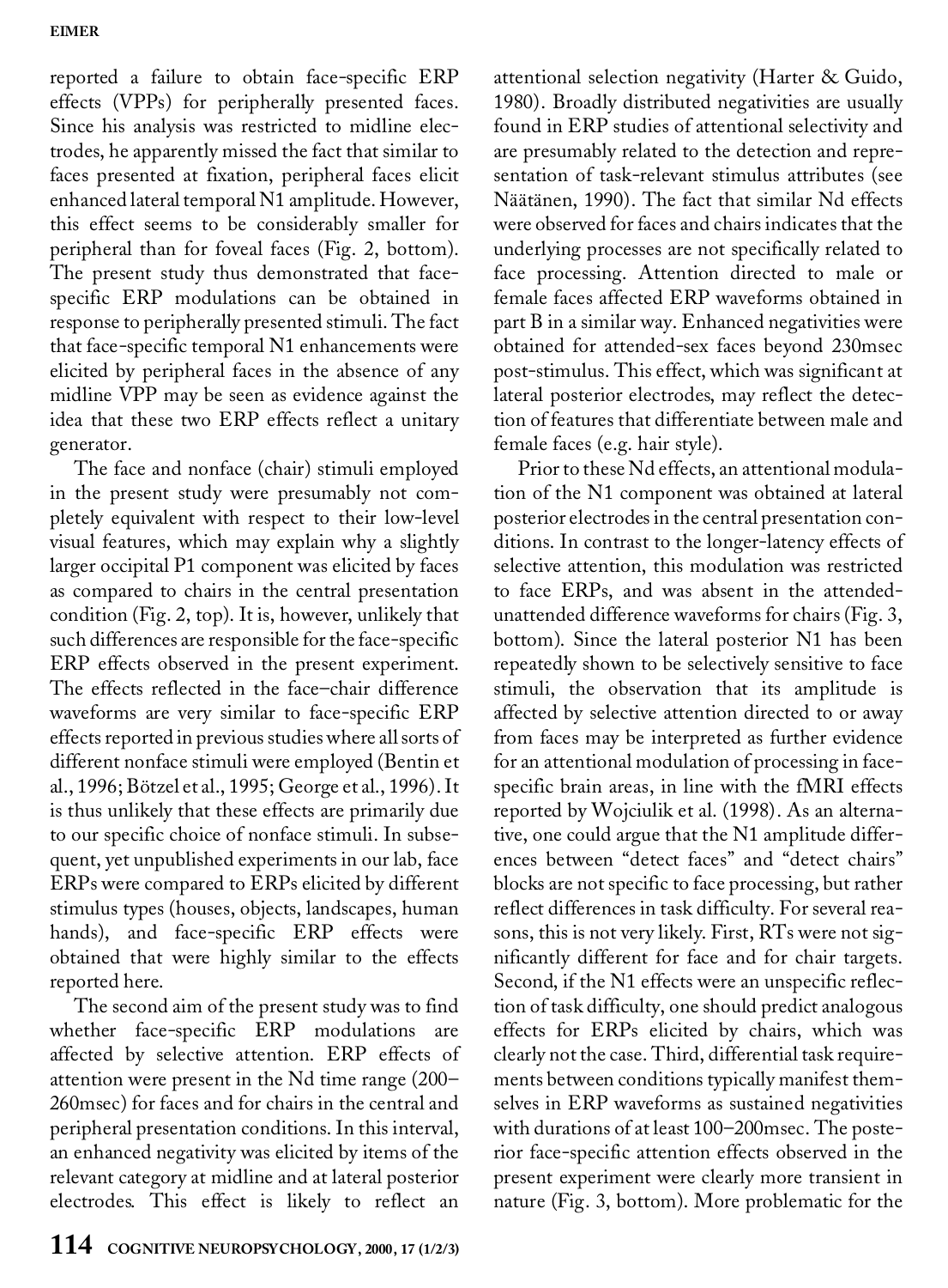reported a failure to obtain face-specific ERP effects (VPPs) for peripherally presented faces. Since his analysis was restricted to midline electrodes, he apparently missed the fact that similar to faces presented at fixation, peripheral faces elicit enhanced lateral temporal N1 amplitude. However, this effect seems to be considerably smaller for peripheral than for foveal faces (Fig. 2, bottom). The present study thus demonstrated that face-specific ERP modulations can be obtained in response to peripherally presented stimuli. The fact that face-specific temporal N1 enhancements were elicited by peripheral faces in the absence of any midline VPP may be seen as evidence against the idea that these two ERP effects reflect a unitary generator.

The face and nonface (chair) stimuli employed in the present study were presumably not completely equivalent with respect to their low-level visual features, which may explain why a slightly larger occipital P1 component was elicited by faces as compared to chairs in the central presentation condition (Fig. 2, top). It is, however, unlikely that such differences are responsible for the face-specific ERP effects observed in the present experiment. The effects reflected in the face–chair difference waveforms are very similar to face-specific ERP effects reported in previous studies where all sorts of different nonface stimuli were employed (Bentin et al., 1996; Bötzel et al., 1995; George et al., 1996). It is thus unlikely that these effects are primarily due to our specific choice of nonface stimuli. In subsequent, yet unpublished experiments in our lab, face ERPs were compared to ERPs elicited by different stimulus types (houses, objects, landscapes, human hands), and face-specific ERP effects were obtained that were highly similar to the effects reported here.

The second aim of the present study was to find whether face-specific ERP modulations are affected by selective attention. ERP effects of attention were present in the Nd time range (200–260msec) for faces and for chairs in the central and peripheral presentation conditions. In this interval, an enhanced negativity was elicited by items of the relevant category at midline and at lateral posterior electrodes. This effect is likely to reflect an attentional selection negativity (Harter & Guido, 1980). Broadly distributed negativities are usually found in ERP studies of attentional selectivity and are presumably related to the detection and representation of task-relevant stimulus attributes (see Näätänen, 1990). The fact that similar Nd effects were observed for faces and chairs indicates that the underlying processes are not specifically related to face processing. Attention directed to male or female faces affected ERP waveforms obtained in part B in a similar way. Enhanced negativities were obtained for attended-sex faces beyond 230msec post-stimulus. This effect, which was significant at lateral posterior electrodes, may reflect the detection of features that differentiate between male and female faces (e.g. hair style).

Prior to these Nd effects, an attentional modulation of the N1 component was obtained at lateral posterior electrodes in the central presentation conditions. In contrast to the longer-latency effects of selective attention, this modulation was restricted to face ERPs, and was absent in the attended-unattended difference waveforms for chairs (Fig. 3, bottom). Since the lateral posterior N1 has been repeatedly shown to be selectively sensitive to face stimuli, the observation that its amplitude is affected by selective attention directed to or away from faces may be interpreted as further evidence for an attentional modulation of processing in face-specific brain areas, in line with the fMRI effects reported by Wojciulik et al. (1998). As an alternative, one could argue that the N1 amplitude differences between "detect faces" and "detect chairs" blocks are not specific to face processing, but rather reflect differences in task difficulty. For several reasons, this is not very likely. First, RTs were not significantly different for face and for chair targets. Second, if the N1 effects were an unspecific reflection of task difficulty, one should predict analogous effects for ERPs elicited by chairs, which was clearly not the case. Third, differential task requirements between conditions typically manifest themselves in ERP waveforms as sustained negativities with durations of at least 100–200msec. The posterior face-specific attention effects observed in the present experiment were clearly more transient in nature (Fig. 3, bottom). More problematic for the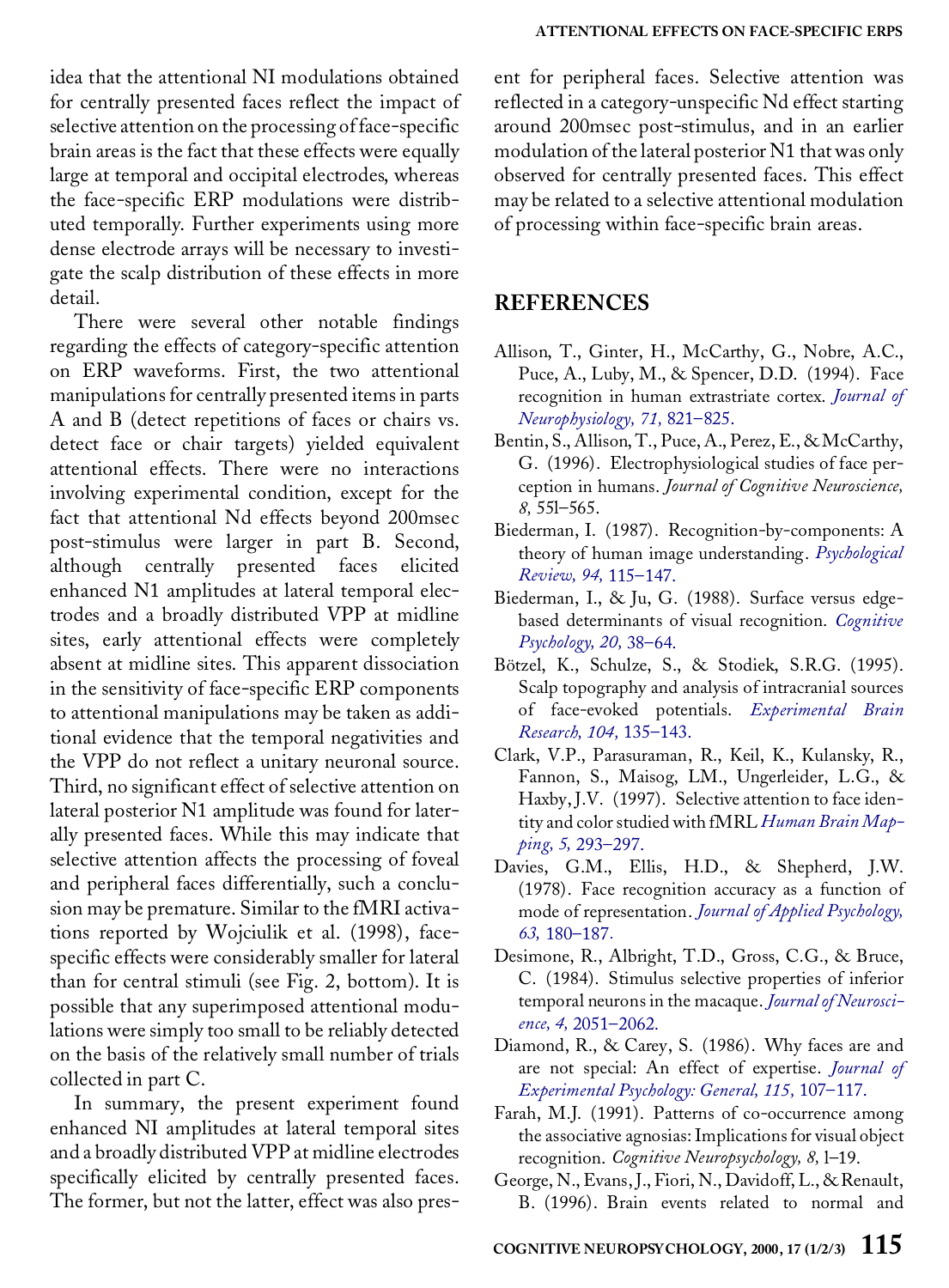idea that the attentional N1 modulations obtained for centrally presented faces reflect the impact of selective attention on the processing of face-specific brain areas is the fact that these effects were equally large at temporal and occipital electrodes, whereas the face-specific ERP modulations were distributed temporally. Further experiments using more dense electrode arrays will be necessary to investigate the scalp distribution of these effects in more detail.

There were several other notable findings regarding the effects of category-specific attention on ERP waveforms. First, the two attentional manipulations for centrally presented items in parts A and B (detect repetitions of faces or chairs vs. detect face or chair targets) yielded equivalent attentional effects. There were no interactions involving experimental condition, except for the fact that attentional Nd effects beyond 200msec post-stimulus were larger in part B. Second, although centrally presented faces elicited enhanced N1 amplitudes at lateral temporal electrodes and a broadly distributed VPP at midline sites, early attentional effects were completely absent at midline sites. This apparent dissociation in the sensitivity of face-specific ERP components to attentional manipulations may be taken as additional evidence that the temporal negativities and the VPP do not reflect a unitary neuronal source. Third, no significant effect of selective attention on lateral posterior N1 amplitude was found for laterally presented faces. While this may indicate that selective attention affects the processing of foveal and peripheral faces differentially, such a conclusion may be premature. Similar to the fMRI activations reported by Wojciulik et al. (1998), face-specific effects were considerably smaller for lateral than for central stimuli (see Fig. 2, bottom). It is possible that any superimposed attentional modulations were simply too small to be reliably detected on the basis of the relatively small number of trials collected in part C.

In summary, the present experiment found enhanced N1 amplitudes at lateral temporal sites and a broadly distributed VPP at midline electrodes specifically elicited by centrally presented faces. The former, but not the latter, effect was also present for peripheral faces. Selective attention was reflected in a category-unspecific Nd effect starting around 200msec post-stimulus, and in an earlier modulation of the lateral posterior N1 that was only observed for centrally presented faces. This effect may be related to a selective attentional modulation of processing within face-specific brain areas.

## REFERENCES

Allison, T., Ginter, H., McCarthy, G., Nobre, A.C., Puce, A., Luby, M., & Spencer, D.D. (1994). Face recognition in human extrastriate cortex. *Journal of Neurophysiology, 71,* 821–825.

Bentin, S., Allison, T., Puce, A., Perez, E., & McCarthy, G. (1996). Electrophysiological studies of face perception in humans. *Journal of Cognitive Neuroscience, 8,* 551–565.

Biederman, I. (1987). Recognition-by-components: A theory of human image understanding. *Psychological Review, 94,* 115–147.

Biederman, I., & Ju, G. (1988). Surface versus edge-based determinants of visual recognition. *Cognitive Psychology, 20,* 38–64.

Bötzel, K., Schulze, S., & Stodiek, S.R.G. (1995). Scalp topography and analysis of intracranial sources of face-evoked potentials. *Experimental Brain Research, 104,* 135–143.

Clark, V.P., Parasuraman, R., Keil, K., Kulansky, R., Fannon, S., Maisog, LM., Ungerleider, L.G., & Haxby, J.V. (1997). Selective attention to face identity and color studied with fMRI. *Human Brain Mapping, 5,* 293–297.

Davies, G.M., Ellis, H.D., & Shepherd, J.W. (1978). Face recognition accuracy as a function of mode of representation. *Journal of Applied Psychology, 63,* 180–187.

Desimone, R., Albright, T.D., Gross, C.G., & Bruce, C. (1984). Stimulus selective properties of inferior temporal neurons in the macaque. *Journal of Neuroscience, 4,* 2051–2062.

Diamond, R., & Carey, S. (1986). Why faces are and are not special: An effect of expertise. *Journal of Experimental Psychology: General, 115,* 107–117.

Farah, M.J. (1991). Patterns of co-occurrence among the associative agnosias: Implications for visual object recognition. *Cognitive Neuropsychology, 8,* 1–19.

George, N., Evans, J., Fiori, N., Davidoff, L., & Renault, B. (1996). Brain events related to normal and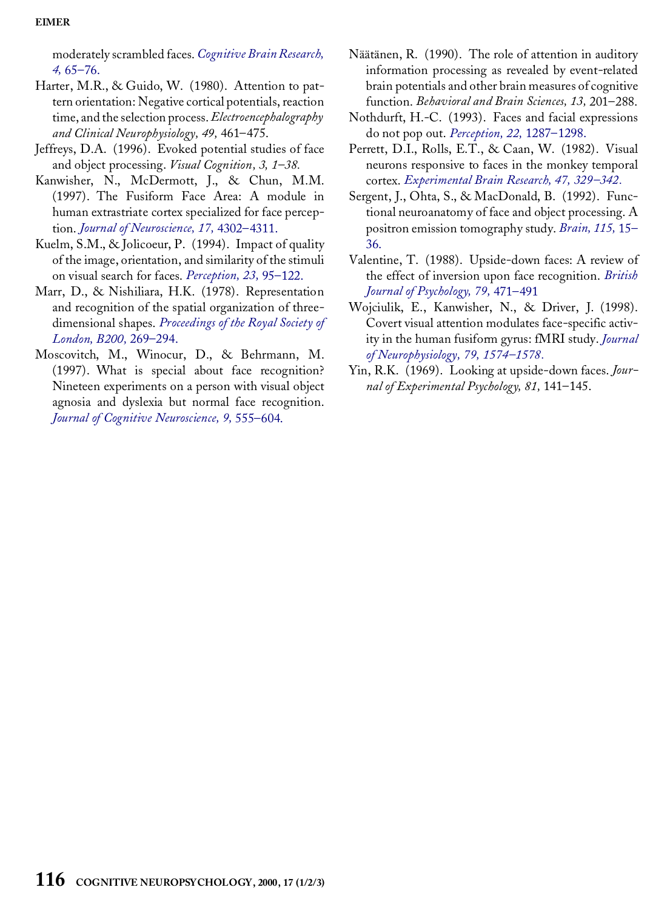moderately scrambled faces. *Cognitive Brain Research, 4,* 65–76.

Harter, M.R., & Guido, W. (1980). Attention to pattern orientation: Negative cortical potentials, reaction time, and the selection process. *Electroencephalography and Clinical Neurophysiology, 49,* 461–475.

Jeffreys, D.A. (1996). Evoked potential studies of face and object processing. *Visual Cognition, 3, 1–38.*

Kanwisher, N., McDermott, J., & Chun, M.M. (1997). The Fusiform Face Area: A module in human extrastriate cortex specialized for face perception. *Journal of Neuroscience, 17,* 4302–4311.

Kuelm, S.M., & Jolicoeur, P. (1994). Impact of quality of the image, orientation, and similarity of the stimuli on visual search for faces. *Perception, 23,* 95–122.

Marr, D., & Nishiliara, H.K. (1978). Representation and recognition of the spatial organization of three-dimensional shapes. *Proceedings of the Royal Society of London, B200,* 269–294.

Moscovitch, M., Winocur, D., & Behrmann, M. (1997). What is special about face recognition? Nineteen experiments on a person with visual object agnosia and dyslexia but normal face recognition. *Journal of Cognitive Neuroscience, 9,* 555–604.

Näätänen, R. (1990). The role of attention in auditory information processing as revealed by event-related brain potentials and other brain measures of cognitive function. *Behavioral and Brain Sciences, 13,* 201–288.

Nothdurft, H.-C. (1993). Faces and facial expressions do not pop out. *Perception, 22,* 1287–1298.

Perrett, D.I., Rolls, E.T., & Caan, W. (1982). Visual neurons responsive to faces in the monkey temporal cortex. *Experimental Brain Research, 47, 329–342.*

Sergent, J., Ohta, S., & MacDonald, B. (1992). Functional neuroanatomy of face and object processing. A positron emission tomography study. *Brain, 115,* 15–36.

Valentine, T. (1988). Upside-down faces: A review of the effect of inversion upon face recognition. *British Journal of Psychology, 79,* 471–491

Wojciulik, E., Kanwisher, N., & Driver, J. (1998). Covert visual attention modulates face-specific activity in the human fusiform gyrus: fMRI study. *Journal of Neurophysiology, 79, 1574–1578.*

Yin, R.K. (1969). Looking at upside-down faces. *Journal of Experimental Psychology, 81,* 141–145.